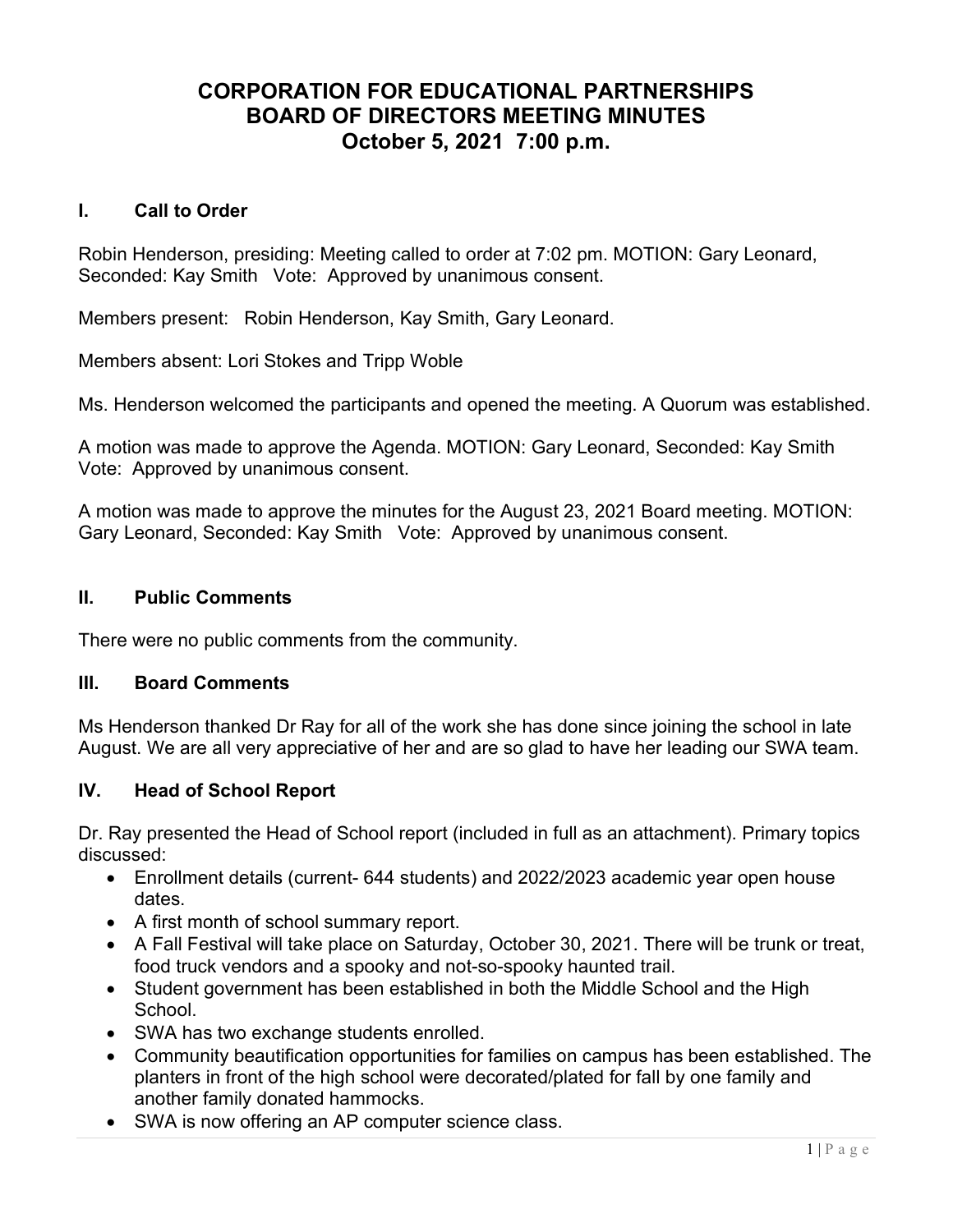# CORPORATION FOR EDUCATIONAL PARTNERSHIPS
# BOARD OF DIRECTORS MEETING MINUTES
# October 5, 2021 7:00 p.m.

## I. Call to Order

Robin Henderson, presiding: Meeting called to order at 7:02 pm. MOTION: Gary Leonard, Seconded: Kay Smith Vote: Approved by unanimous consent.

Members present: Robin Henderson, Kay Smith, Gary Leonard.

Members absent: Lori Stokes and Tripp Woble

Ms. Henderson welcomed the participants and opened the meeting. A Quorum was established.

A motion was made to approve the Agenda. MOTION: Gary Leonard, Seconded: Kay Smith Vote: Approved by unanimous consent.

A motion was made to approve the minutes for the August 23, 2021 Board meeting. MOTION: Gary Leonard, Seconded: Kay Smith Vote: Approved by unanimous consent.

## II. Public Comments

There were no public comments from the community.

## III. Board Comments

Ms Henderson thanked Dr Ray for all of the work she has done since joining the school in late August. We are all very appreciative of her and are so glad to have her leading our SWA team.

## IV. Head of School Report

Dr. Ray presented the Head of School report (included in full as an attachment). Primary topics discussed:

- Enrollment details (current- 644 students) and 2022/2023 academic year open house dates.
- A first month of school summary report.
- A Fall Festival will take place on Saturday, October 30, 2021. There will be trunk or treat, food truck vendors and a spooky and not-so-spooky haunted trail.
- Student government has been established in both the Middle School and the High School.
- SWA has two exchange students enrolled.
- Community beautification opportunities for families on campus has been established. The planters in front of the high school were decorated/plated for fall by one family and another family donated hammocks.
- SWA is now offering an AP computer science class.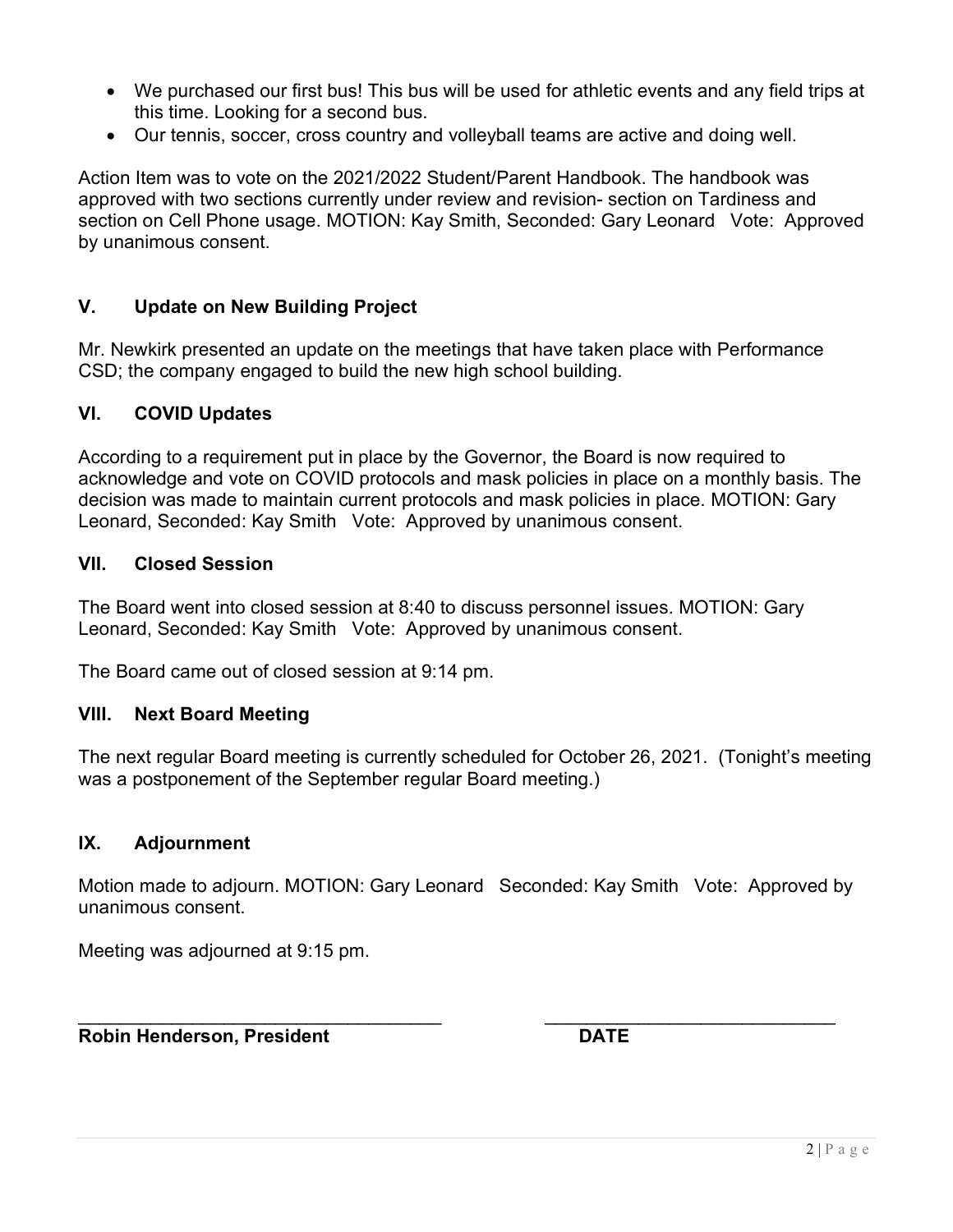- We purchased our first bus! This bus will be used for athletic events and any field trips at this time. Looking for a second bus.
- Our tennis, soccer, cross country and volleyball teams are active and doing well.

Action Item was to vote on the 2021/2022 Student/Parent Handbook. The handbook was approved with two sections currently under review and revision- section on Tardiness and section on Cell Phone usage. MOTION: Kay Smith, Seconded: Gary Leonard Vote: Approved by unanimous consent.

## V. Update on New Building Project

Mr. Newkirk presented an update on the meetings that have taken place with Performance CSD; the company engaged to build the new high school building.

## VI. COVID Updates

According to a requirement put in place by the Governor, the Board is now required to acknowledge and vote on COVID protocols and mask policies in place on a monthly basis. The decision was made to maintain current protocols and mask policies in place. MOTION: Gary Leonard, Seconded: Kay Smith Vote: Approved by unanimous consent.

## VII. Closed Session

The Board went into closed session at 8:40 to discuss personnel issues. MOTION: Gary Leonard, Seconded: Kay Smith Vote: Approved by unanimous consent.

The Board came out of closed session at 9:14 pm.

## VIII. Next Board Meeting

The next regular Board meeting is currently scheduled for October 26, 2021. (Tonight's meeting was a postponement of the September regular Board meeting.)

## IX. Adjournment

Motion made to adjourn. MOTION: Gary Leonard Seconded: Kay Smith Vote: Approved by unanimous consent.

Meeting was adjourned at 9:15 pm.

_____________________________________ _____________________________

**Robin Henderson, President** **DATE**